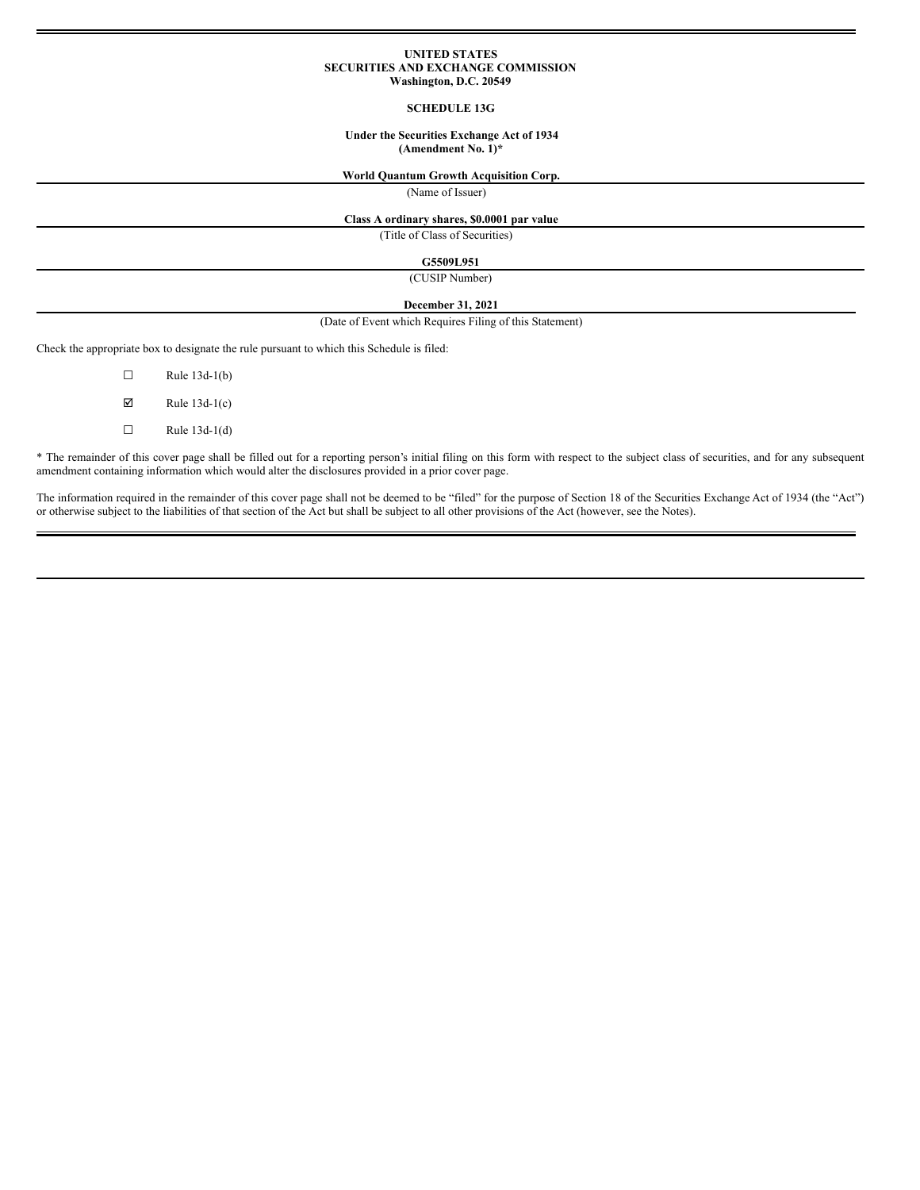**UNITED STATES**
**SECURITIES AND EXCHANGE COMMISSION**
**Washington, D.C. 20549**

**SCHEDULE 13G**

**Under the Securities Exchange Act of 1934**
**(Amendment No. 1)***

**World Quantum Growth Acquisition Corp.**

(Name of Issuer)

**Class A ordinary shares, $0.0001 par value**

(Title of Class of Securities)

**G5509L951**

(CUSIP Number)

**December 31, 2021**

(Date of Event which Requires Filing of this Statement)

Check the appropriate box to designate the rule pursuant to which this Schedule is filed:

☐ Rule 13d-1(b)

☑ Rule 13d-1(c)

☐ Rule 13d-1(d)

* The remainder of this cover page shall be filled out for a reporting person's initial filing on this form with respect to the subject class of securities, and for any subsequent amendment containing information which would alter the disclosures provided in a prior cover page.

The information required in the remainder of this cover page shall not be deemed to be "filed" for the purpose of Section 18 of the Securities Exchange Act of 1934 (the "Act") or otherwise subject to the liabilities of that section of the Act but shall be subject to all other provisions of the Act (however, see the Notes).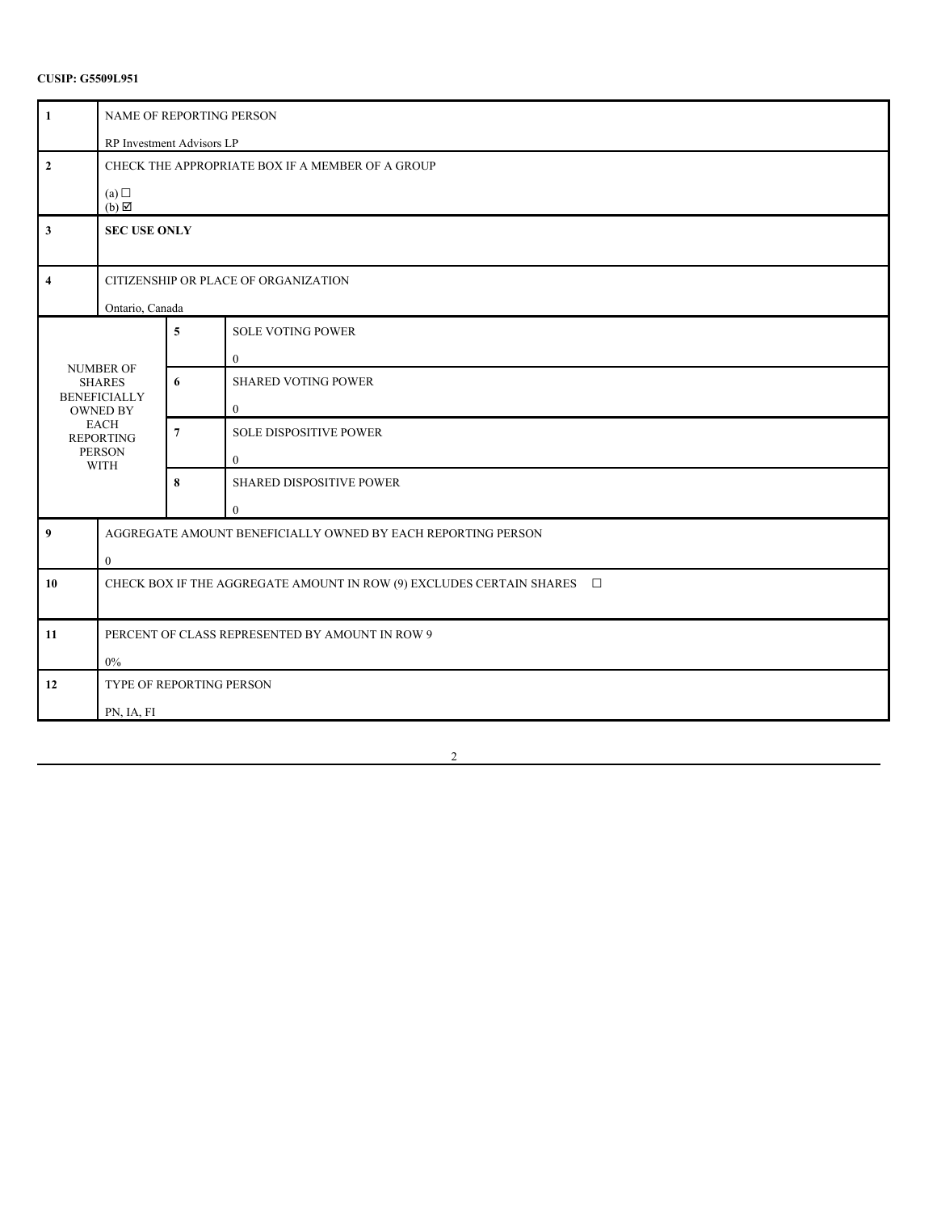**CUSIP: G5509L951**

| 1 | NAME OF REPORTING PERSON<br><br>RP Investment Advisors LP | | |
|---|---|---|---|
| 2 | CHECK THE APPROPRIATE BOX IF A MEMBER OF A GROUP<br><br>(a) ☐<br>(b) ☑ | | |
| 3 | **SEC USE ONLY** | | |
| 4 | CITIZENSHIP OR PLACE OF ORGANIZATION<br><br>Ontario, Canada | | |
| NUMBER OF SHARES BENEFICIALLY OWNED BY EACH REPORTING PERSON WITH | | 5 | SOLE VOTING POWER<br><br>0 |
| | | 6 | SHARED VOTING POWER<br><br>0 |
| | | 7 | SOLE DISPOSITIVE POWER<br><br>0 |
| | | 8 | SHARED DISPOSITIVE POWER<br><br>0 |
| 9 | AGGREGATE AMOUNT BENEFICIALLY OWNED BY EACH REPORTING PERSON<br><br>0 | | |
| 10 | CHECK BOX IF THE AGGREGATE AMOUNT IN ROW (9) EXCLUDES CERTAIN SHARES ☐ | | |
| 11 | PERCENT OF CLASS REPRESENTED BY AMOUNT IN ROW 9<br><br>0% | | |
| 12 | TYPE OF REPORTING PERSON<br><br>PN, IA, FI | | |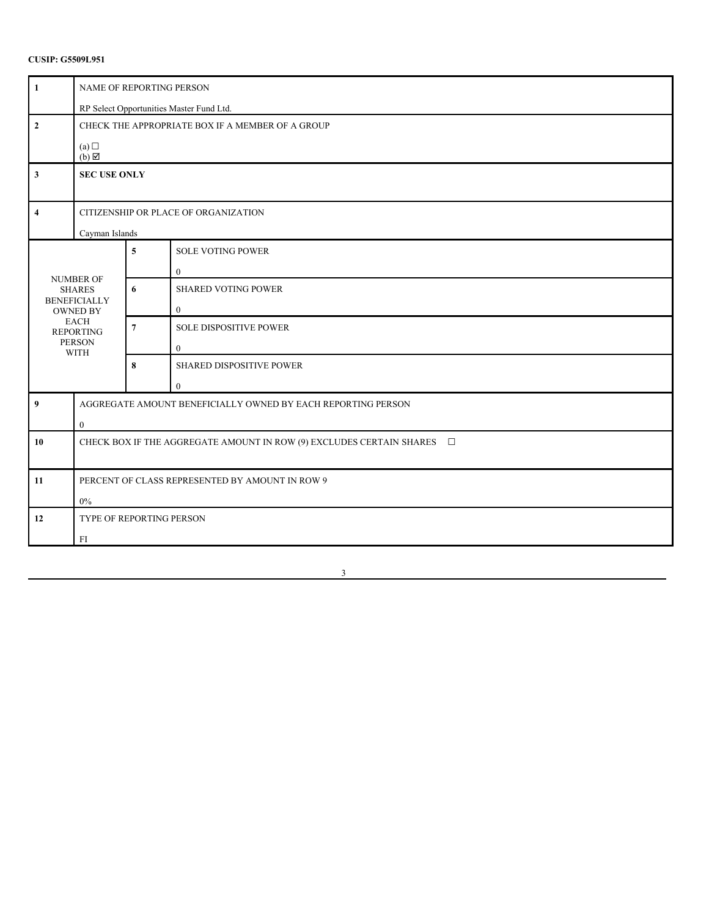**CUSIP: G5509L951**

| | | | |
|---|---|---|---|
| **1** | NAME OF REPORTING PERSON<br><br>RP Select Opportunities Master Fund Ltd. | | |
| **2** | CHECK THE APPROPRIATE BOX IF A MEMBER OF A GROUP<br><br>(a) ☐<br>(b) ☑ | | |
| **3** | **SEC USE ONLY** | | |
| **4** | CITIZENSHIP OR PLACE OF ORGANIZATION<br><br>Cayman Islands | | |
| NUMBER OF SHARES BENEFICIALLY OWNED BY EACH REPORTING PERSON WITH | | **5** | SOLE VOTING POWER<br><br>0 |
| | | **6** | SHARED VOTING POWER<br><br>0 |
| | | **7** | SOLE DISPOSITIVE POWER<br><br>0 |
| | | **8** | SHARED DISPOSITIVE POWER<br><br>0 |
| **9** | AGGREGATE AMOUNT BENEFICIALLY OWNED BY EACH REPORTING PERSON<br><br>0 | | |
| **10** | CHECK BOX IF THE AGGREGATE AMOUNT IN ROW (9) EXCLUDES CERTAIN SHARES ☐ | | |
| **11** | PERCENT OF CLASS REPRESENTED BY AMOUNT IN ROW 9<br><br>0% | | |
| **12** | TYPE OF REPORTING PERSON<br><br>FI | | |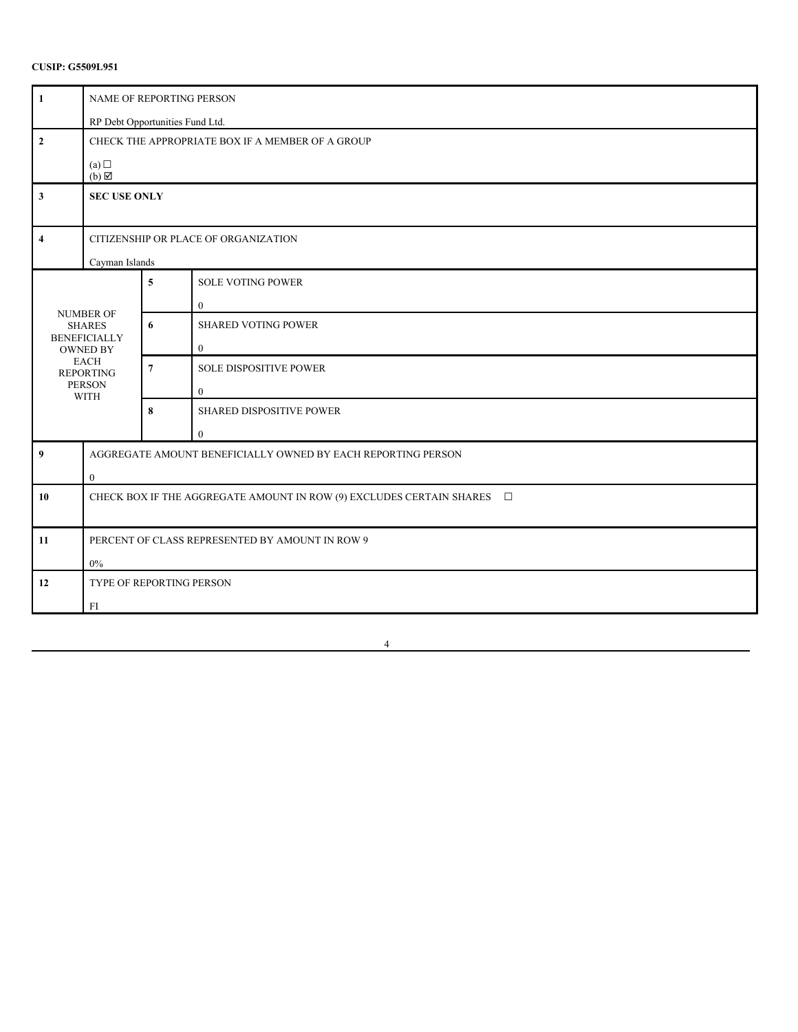**CUSIP: G5509L951**

| | | | |
|---|---|---|---|
| **1** | NAME OF REPORTING PERSON<br><br>RP Debt Opportunities Fund Ltd. | | |
| **2** | CHECK THE APPROPRIATE BOX IF A MEMBER OF A GROUP<br><br>(a) ☐<br>(b) ☑ | | |
| **3** | **SEC USE ONLY** | | |
| **4** | CITIZENSHIP OR PLACE OF ORGANIZATION<br><br>Cayman Islands | | |
| NUMBER OF SHARES BENEFICIALLY OWNED BY EACH REPORTING PERSON WITH | | **5** | SOLE VOTING POWER<br><br>0 |
| | | **6** | SHARED VOTING POWER<br><br>0 |
| | | **7** | SOLE DISPOSITIVE POWER<br><br>0 |
| | | **8** | SHARED DISPOSITIVE POWER<br><br>0 |
| **9** | AGGREGATE AMOUNT BENEFICIALLY OWNED BY EACH REPORTING PERSON<br><br>0 | | |
| **10** | CHECK BOX IF THE AGGREGATE AMOUNT IN ROW (9) EXCLUDES CERTAIN SHARES ☐ | | |
| **11** | PERCENT OF CLASS REPRESENTED BY AMOUNT IN ROW 9<br><br>0% | | |
| **12** | TYPE OF REPORTING PERSON<br><br>FI | | |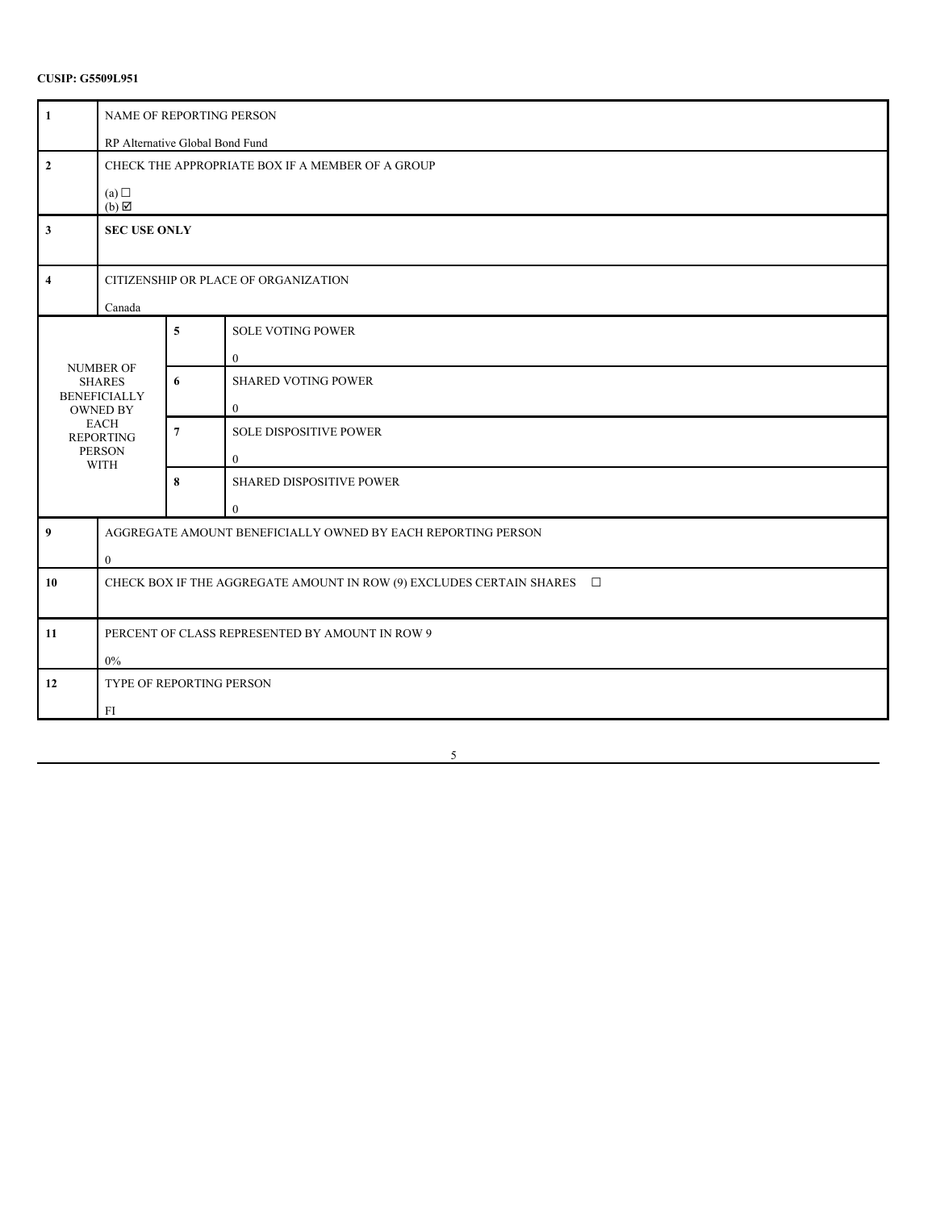**CUSIP: G5509L951**

| | | | |
|---|---|---|---|
| **1** | NAME OF REPORTING PERSON<br><br>RP Alternative Global Bond Fund | | |
| **2** | CHECK THE APPROPRIATE BOX IF A MEMBER OF A GROUP<br><br>(a) ☐<br>(b) ☑ | | |
| **3** | **SEC USE ONLY** | | |
| **4** | CITIZENSHIP OR PLACE OF ORGANIZATION<br><br>Canada | | |
| NUMBER OF SHARES BENEFICIALLY OWNED BY EACH REPORTING PERSON WITH | | **5** | SOLE VOTING POWER<br><br>0 |
| | | **6** | SHARED VOTING POWER<br><br>0 |
| | | **7** | SOLE DISPOSITIVE POWER<br><br>0 |
| | | **8** | SHARED DISPOSITIVE POWER<br><br>0 |
| **9** | AGGREGATE AMOUNT BENEFICIALLY OWNED BY EACH REPORTING PERSON<br><br>0 | | |
| **10** | CHECK BOX IF THE AGGREGATE AMOUNT IN ROW (9) EXCLUDES CERTAIN SHARES ☐ | | |
| **11** | PERCENT OF CLASS REPRESENTED BY AMOUNT IN ROW 9<br><br>0% | | |
| **12** | TYPE OF REPORTING PERSON<br><br>FI | | |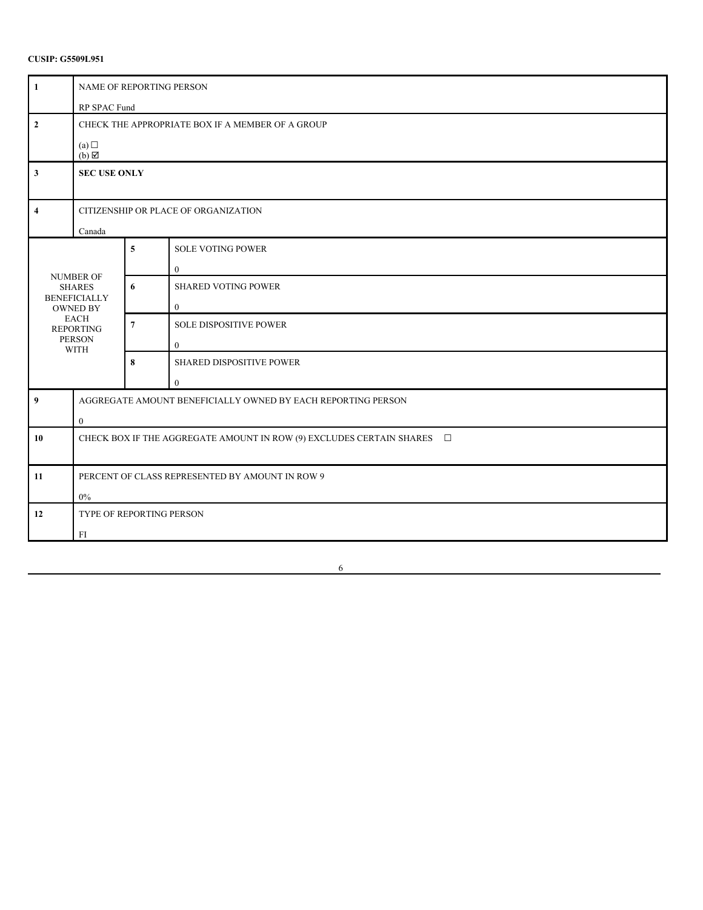**CUSIP: G5509L951**

| | | | |
|---|---|---|---|
| **1** | NAME OF REPORTING PERSON<br><br>RP SPAC Fund | | |
| **2** | CHECK THE APPROPRIATE BOX IF A MEMBER OF A GROUP<br><br>(a) ☐<br>(b) ☑ | | |
| **3** | **SEC USE ONLY** | | |
| **4** | CITIZENSHIP OR PLACE OF ORGANIZATION<br><br>Canada | | |
| NUMBER OF SHARES BENEFICIALLY OWNED BY EACH REPORTING PERSON WITH | | **5** | SOLE VOTING POWER<br><br>0 |
| | | **6** | SHARED VOTING POWER<br><br>0 |
| | | **7** | SOLE DISPOSITIVE POWER<br><br>0 |
| | | **8** | SHARED DISPOSITIVE POWER<br><br>0 |
| **9** | AGGREGATE AMOUNT BENEFICIALLY OWNED BY EACH REPORTING PERSON<br><br>0 | | |
| **10** | CHECK BOX IF THE AGGREGATE AMOUNT IN ROW (9) EXCLUDES CERTAIN SHARES ☐ | | |
| **11** | PERCENT OF CLASS REPRESENTED BY AMOUNT IN ROW 9<br><br>0% | | |
| **12** | TYPE OF REPORTING PERSON<br><br>FI | | |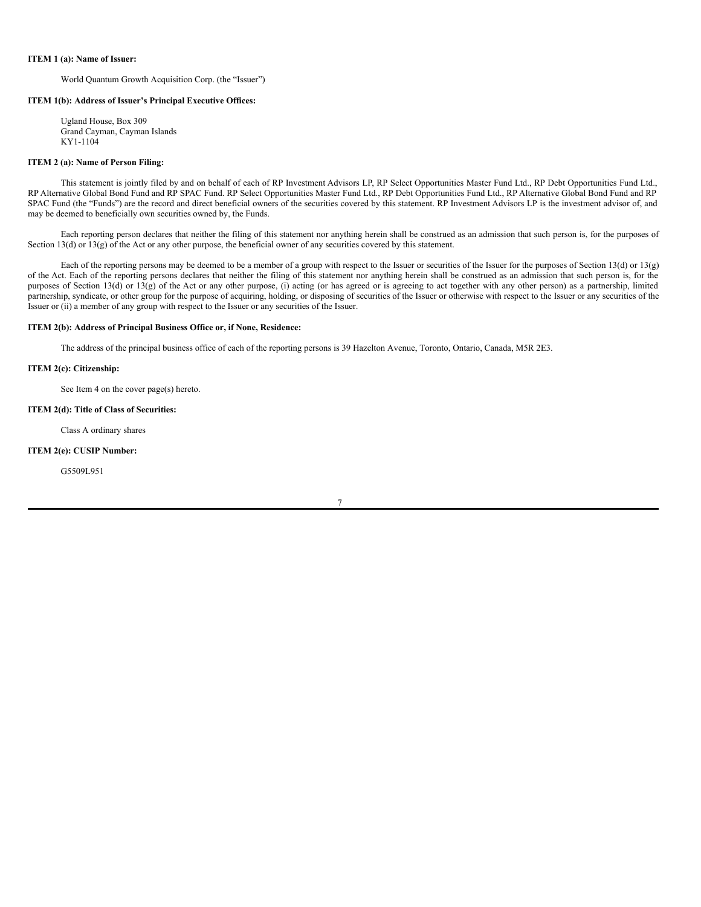**ITEM 1 (a): Name of Issuer:**

World Quantum Growth Acquisition Corp. (the "Issuer")

**ITEM 1(b): Address of Issuer's Principal Executive Offices:**

Ugland House, Box 309
Grand Cayman, Cayman Islands
KY1-1104

**ITEM 2 (a): Name of Person Filing:**

This statement is jointly filed by and on behalf of each of RP Investment Advisors LP, RP Select Opportunities Master Fund Ltd., RP Debt Opportunities Fund Ltd., RP Alternative Global Bond Fund and RP SPAC Fund. RP Select Opportunities Master Fund Ltd., RP Debt Opportunities Fund Ltd., RP Alternative Global Bond Fund and RP SPAC Fund (the "Funds") are the record and direct beneficial owners of the securities covered by this statement. RP Investment Advisors LP is the investment advisor of, and may be deemed to beneficially own securities owned by, the Funds.

Each reporting person declares that neither the filing of this statement nor anything herein shall be construed as an admission that such person is, for the purposes of Section 13(d) or 13(g) of the Act or any other purpose, the beneficial owner of any securities covered by this statement.

Each of the reporting persons may be deemed to be a member of a group with respect to the Issuer or securities of the Issuer for the purposes of Section 13(d) or 13(g) of the Act. Each of the reporting persons declares that neither the filing of this statement nor anything herein shall be construed as an admission that such person is, for the purposes of Section 13(d) or 13(g) of the Act or any other purpose, (i) acting (or has agreed or is agreeing to act together with any other person) as a partnership, limited partnership, syndicate, or other group for the purpose of acquiring, holding, or disposing of securities of the Issuer or otherwise with respect to the Issuer or any securities of the Issuer or (ii) a member of any group with respect to the Issuer or any securities of the Issuer.

**ITEM 2(b): Address of Principal Business Office or, if None, Residence:**

The address of the principal business office of each of the reporting persons is 39 Hazelton Avenue, Toronto, Ontario, Canada, M5R 2E3.

**ITEM 2(c): Citizenship:**

See Item 4 on the cover page(s) hereto.

**ITEM 2(d): Title of Class of Securities:**

Class A ordinary shares

**ITEM 2(e): CUSIP Number:**

G5509L951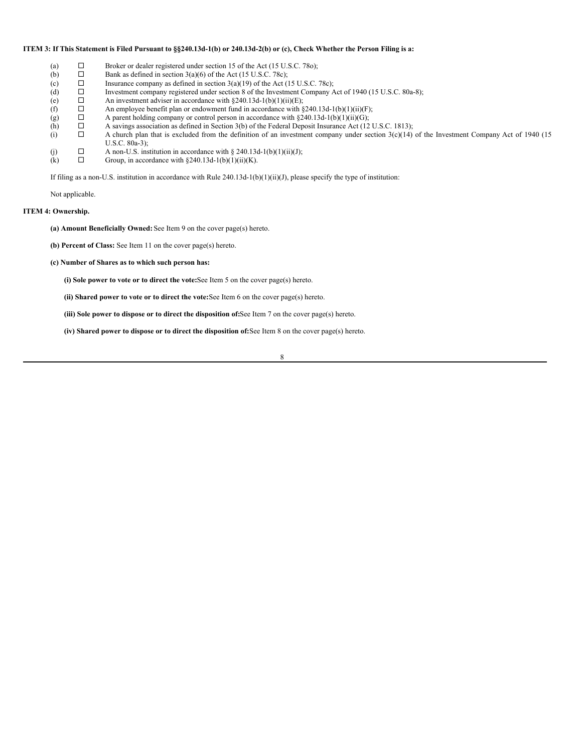**ITEM 3: If This Statement is Filed Pursuant to §§240.13d-1(b) or 240.13d-2(b) or (c), Check Whether the Person Filing is a:**

(a) ☐ Broker or dealer registered under section 15 of the Act (15 U.S.C. 78o);

(b) ☐ Bank as defined in section 3(a)(6) of the Act (15 U.S.C. 78c);

(c) ☐ Insurance company as defined in section 3(a)(19) of the Act (15 U.S.C. 78c);

(d) ☐ Investment company registered under section 8 of the Investment Company Act of 1940 (15 U.S.C. 80a-8);

(e) ☐ An investment adviser in accordance with §240.13d-1(b)(1)(ii)(E);

(f) ☐ An employee benefit plan or endowment fund in accordance with §240.13d-1(b)(1)(ii)(F);

(g) ☐ A parent holding company or control person in accordance with §240.13d-1(b)(1)(ii)(G);

(h) ☐ A savings association as defined in Section 3(b) of the Federal Deposit Insurance Act (12 U.S.C. 1813);

(i) ☐ A church plan that is excluded from the definition of an investment company under section 3(c)(14) of the Investment Company Act of 1940 (15 U.S.C. 80a-3);

(j) ☐ A non-U.S. institution in accordance with § 240.13d-1(b)(1)(ii)(J);

(k) ☐ Group, in accordance with §240.13d-1(b)(1)(ii)(K).

If filing as a non-U.S. institution in accordance with Rule 240.13d-1(b)(1)(ii)(J), please specify the type of institution:

Not applicable.

**ITEM 4: Ownership.**

**(a) Amount Beneficially Owned:** See Item 9 on the cover page(s) hereto.

**(b) Percent of Class:** See Item 11 on the cover page(s) hereto.

**(c) Number of Shares as to which such person has:**

**(i) Sole power to vote or to direct the vote:** See Item 5 on the cover page(s) hereto.

**(ii) Shared power to vote or to direct the vote:** See Item 6 on the cover page(s) hereto.

**(iii) Sole power to dispose or to direct the disposition of:** See Item 7 on the cover page(s) hereto.

**(iv) Shared power to dispose or to direct the disposition of:** See Item 8 on the cover page(s) hereto.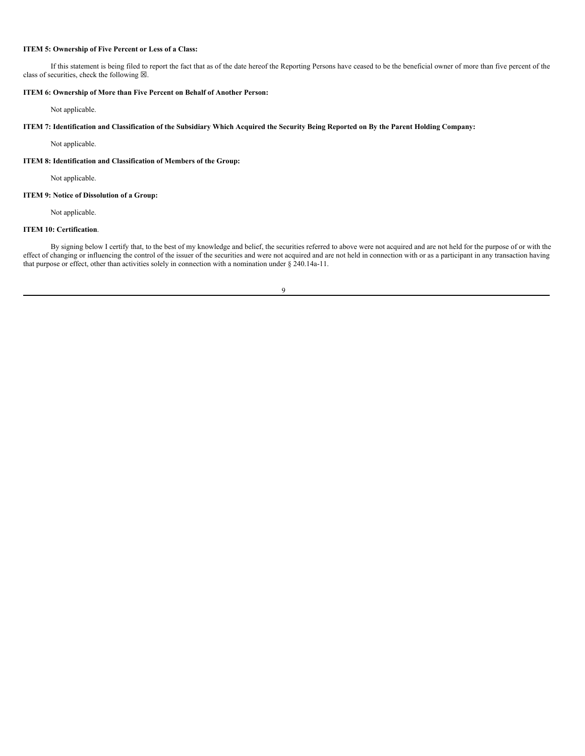**ITEM 5: Ownership of Five Percent or Less of a Class:**

If this statement is being filed to report the fact that as of the date hereof the Reporting Persons have ceased to be the beneficial owner of more than five percent of the class of securities, check the following ☒.

**ITEM 6: Ownership of More than Five Percent on Behalf of Another Person:**

Not applicable.

**ITEM 7: Identification and Classification of the Subsidiary Which Acquired the Security Being Reported on By the Parent Holding Company:**

Not applicable.

**ITEM 8: Identification and Classification of Members of the Group:**

Not applicable.

**ITEM 9: Notice of Dissolution of a Group:**

Not applicable.

**ITEM 10: Certification**.

By signing below I certify that, to the best of my knowledge and belief, the securities referred to above were not acquired and are not held for the purpose of or with the effect of changing or influencing the control of the issuer of the securities and were not acquired and are not held in connection with or as a participant in any transaction having that purpose or effect, other than activities solely in connection with a nomination under § 240.14a-11.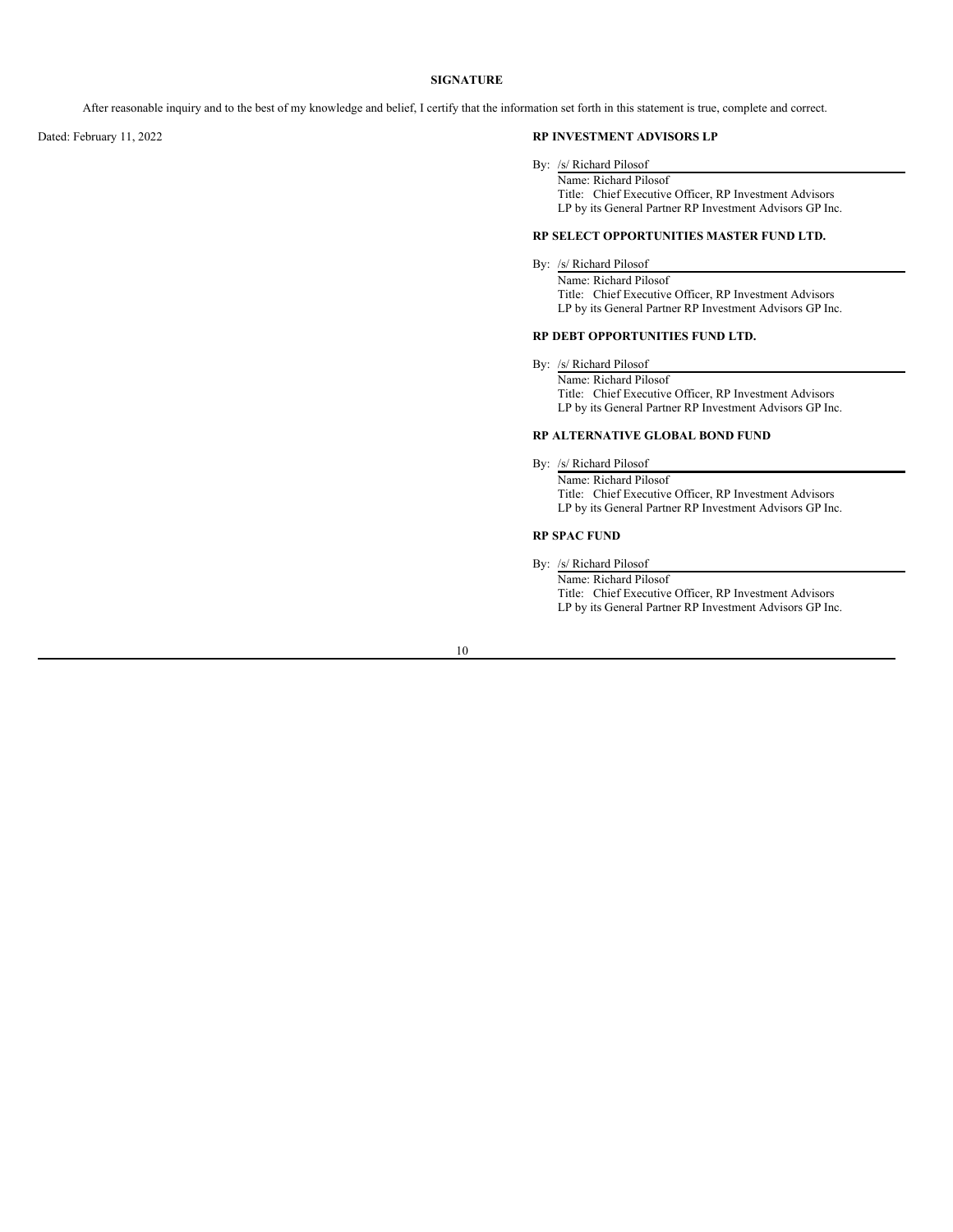**SIGNATURE**

After reasonable inquiry and to the best of my knowledge and belief, I certify that the information set forth in this statement is true, complete and correct.

Dated: February 11, 2022

**RP INVESTMENT ADVISORS LP**

By: /s/ Richard Pilosof
Name: Richard Pilosof
Title: Chief Executive Officer, RP Investment Advisors LP by its General Partner RP Investment Advisors GP Inc.

**RP SELECT OPPORTUNITIES MASTER FUND LTD.**

By: /s/ Richard Pilosof
Name: Richard Pilosof
Title: Chief Executive Officer, RP Investment Advisors LP by its General Partner RP Investment Advisors GP Inc.

**RP DEBT OPPORTUNITIES FUND LTD.**

By: /s/ Richard Pilosof
Name: Richard Pilosof
Title: Chief Executive Officer, RP Investment Advisors LP by its General Partner RP Investment Advisors GP Inc.

**RP ALTERNATIVE GLOBAL BOND FUND**

By: /s/ Richard Pilosof
Name: Richard Pilosof
Title: Chief Executive Officer, RP Investment Advisors LP by its General Partner RP Investment Advisors GP Inc.

**RP SPAC FUND**

By: /s/ Richard Pilosof
Name: Richard Pilosof
Title: Chief Executive Officer, RP Investment Advisors LP by its General Partner RP Investment Advisors GP Inc.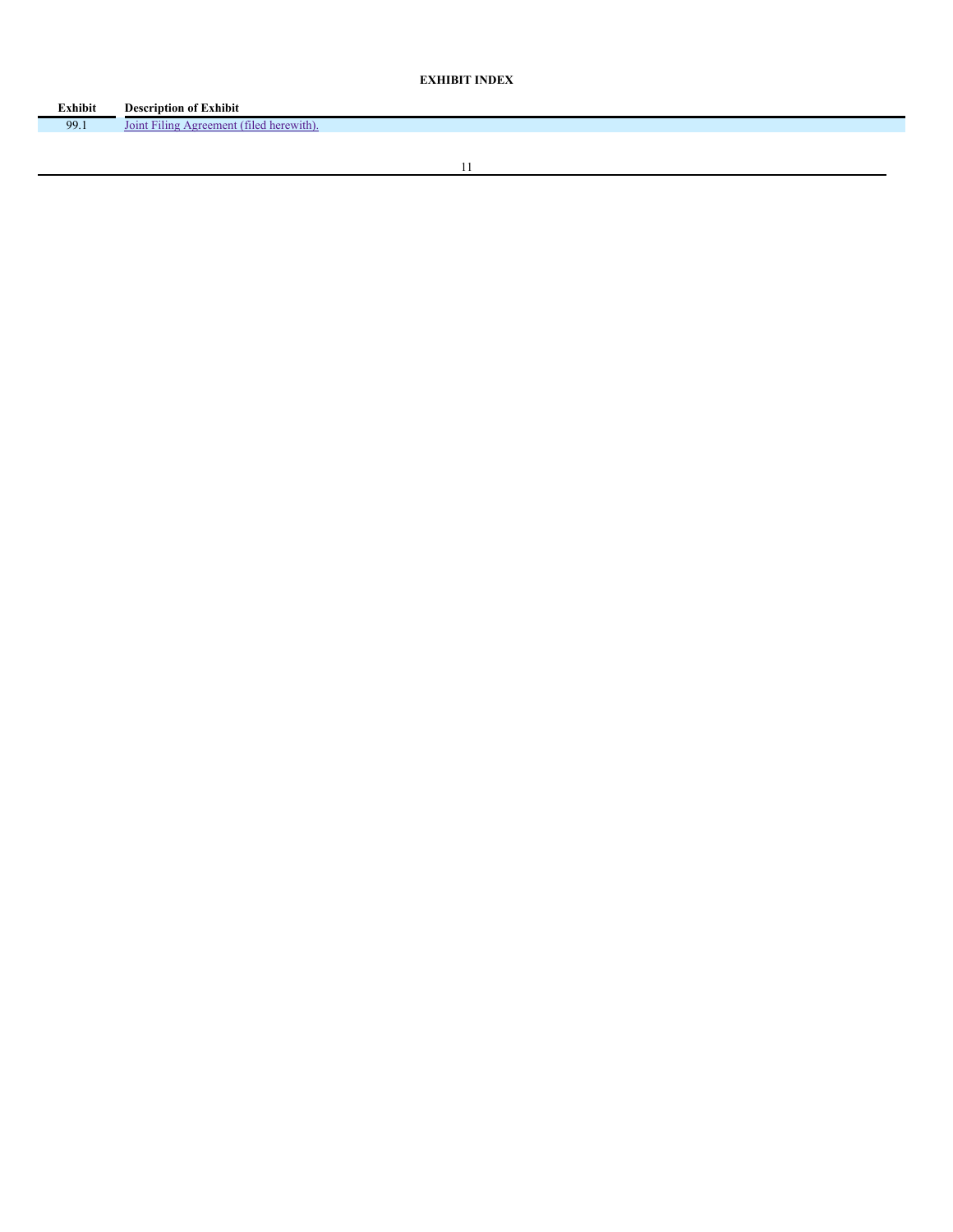**EXHIBIT INDEX**

| Exhibit | Description of Exhibit |
| --- | --- |
| 99.1 | Joint Filing Agreement (filed herewith). |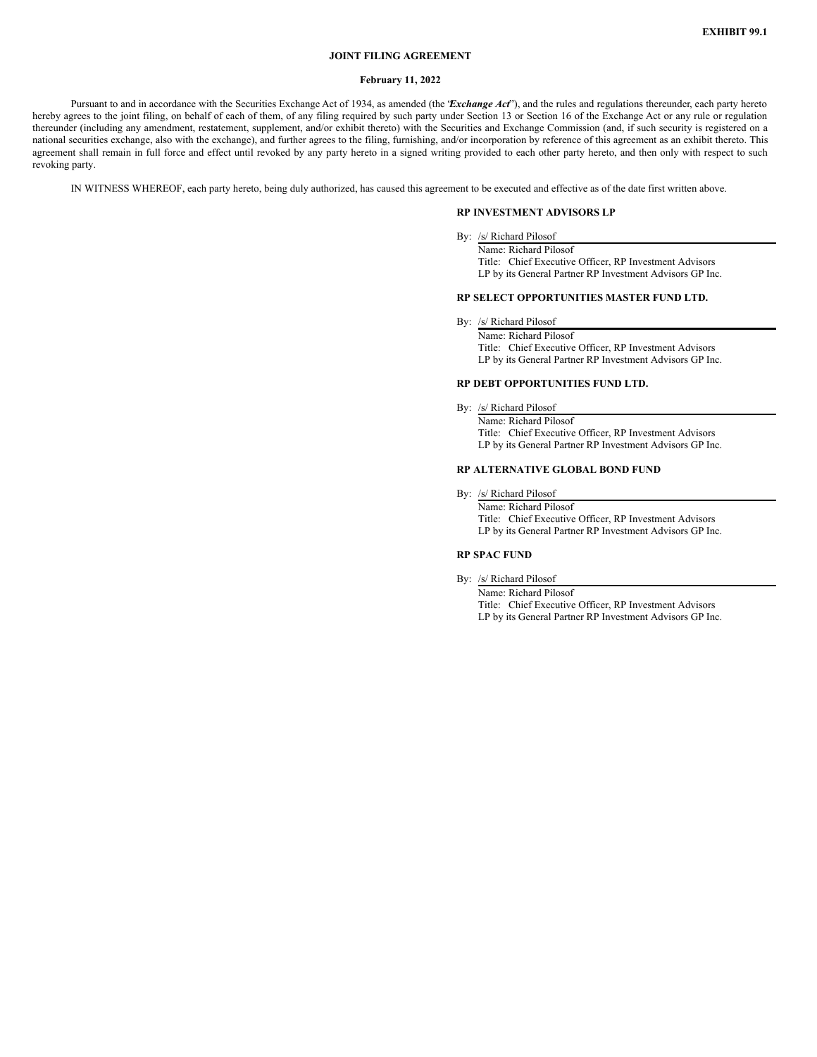EXHIBIT 99.1

**JOINT FILING AGREEMENT**

**February 11, 2022**

Pursuant to and in accordance with the Securities Exchange Act of 1934, as amended (the "***Exchange Act***"), and the rules and regulations thereunder, each party hereto hereby agrees to the joint filing, on behalf of each of them, of any filing required by such party under Section 13 or Section 16 of the Exchange Act or any rule or regulation thereunder (including any amendment, restatement, supplement, and/or exhibit thereto) with the Securities and Exchange Commission (and, if such security is registered on a national securities exchange, also with the exchange), and further agrees to the filing, furnishing, and/or incorporation by reference of this agreement as an exhibit thereto. This agreement shall remain in full force and effect until revoked by any party hereto in a signed writing provided to each other party hereto, and then only with respect to such revoking party.

IN WITNESS WHEREOF, each party hereto, being duly authorized, has caused this agreement to be executed and effective as of the date first written above.

**RP INVESTMENT ADVISORS LP**

By: /s/ Richard Pilosof
Name: Richard Pilosof
Title: Chief Executive Officer, RP Investment Advisors LP by its General Partner RP Investment Advisors GP Inc.

**RP SELECT OPPORTUNITIES MASTER FUND LTD.**

By: /s/ Richard Pilosof
Name: Richard Pilosof
Title: Chief Executive Officer, RP Investment Advisors LP by its General Partner RP Investment Advisors GP Inc.

**RP DEBT OPPORTUNITIES FUND LTD.**

By: /s/ Richard Pilosof
Name: Richard Pilosof
Title: Chief Executive Officer, RP Investment Advisors LP by its General Partner RP Investment Advisors GP Inc.

**RP ALTERNATIVE GLOBAL BOND FUND**

By: /s/ Richard Pilosof
Name: Richard Pilosof
Title: Chief Executive Officer, RP Investment Advisors LP by its General Partner RP Investment Advisors GP Inc.

**RP SPAC FUND**

By: /s/ Richard Pilosof
Name: Richard Pilosof
Title: Chief Executive Officer, RP Investment Advisors LP by its General Partner RP Investment Advisors GP Inc.